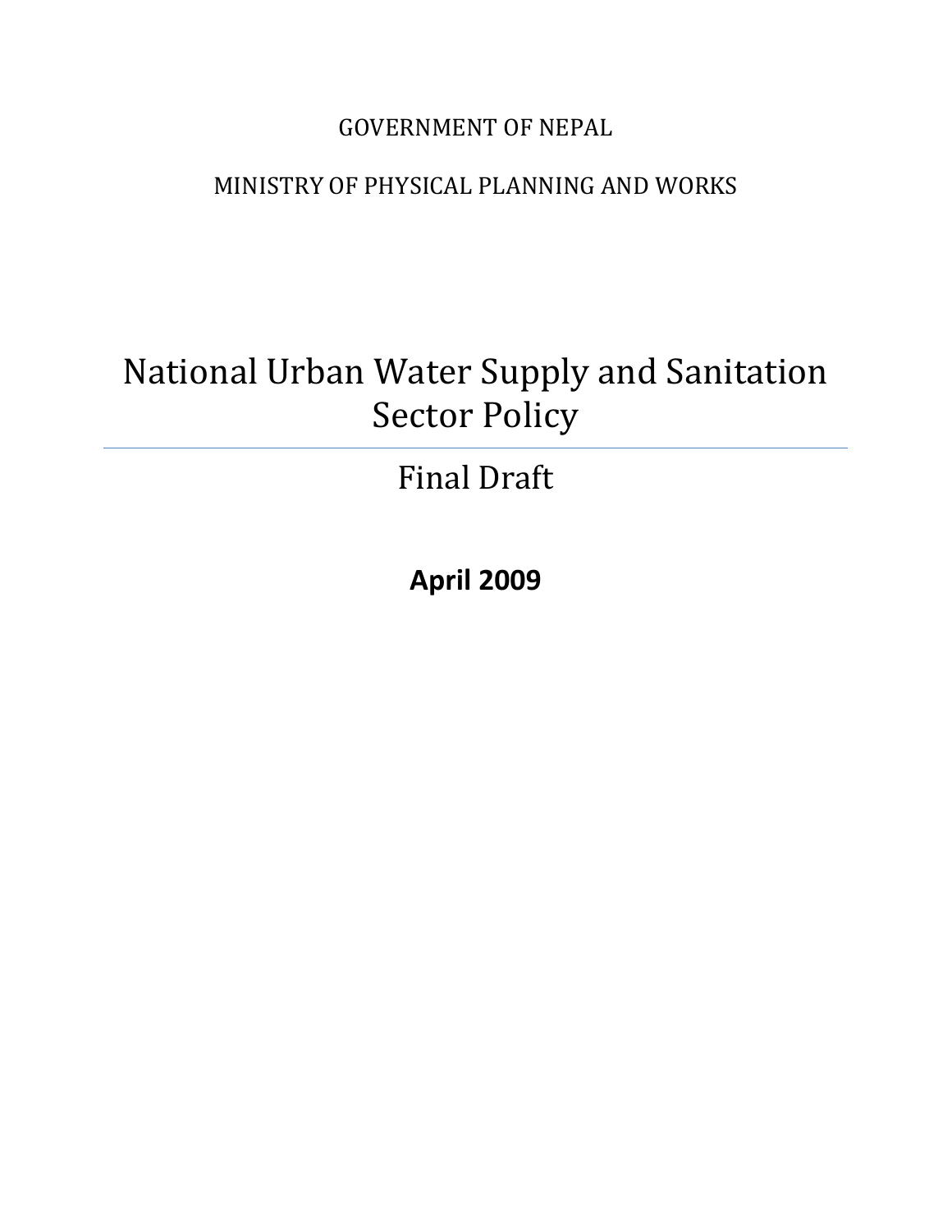GOVERNMENT OF NEPAL

MINISTRY OF PHYSICAL PLANNING AND WORKS

# National Urban Water Supply and Sanitation Sector Policy

## Final Draft

**April 2009**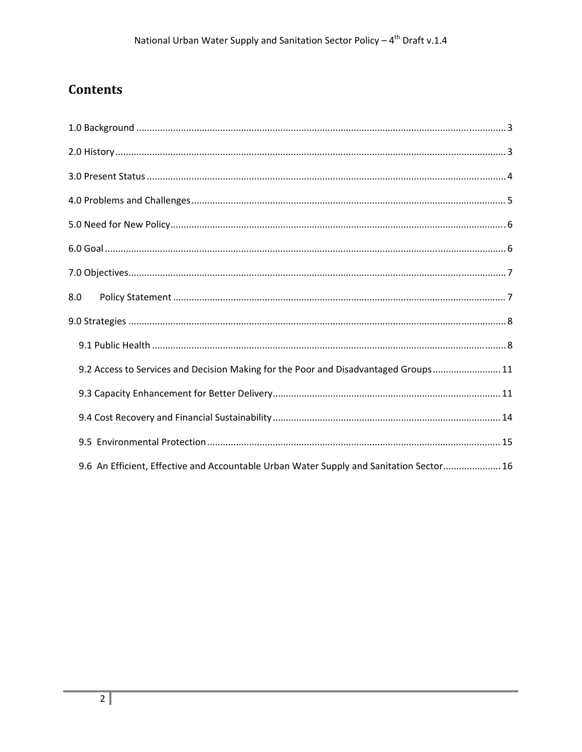# Contents

1.0 Background ........................................ 3

2.0 History ........................................ 3

3.0 Present Status ........................................ 4

4.0 Problems and Challenges ........................................ 5

5.0 Need for New Policy ........................................ 6

6.0 Goal ........................................ 6

7.0 Objectives ........................................ 7

8.0 Policy Statement ........................................ 7

9.0 Strategies ........................................ 8

- 9.1 Public Health ........................................ 8
- 9.2 Access to Services and Decision Making for the Poor and Disadvantaged Groups ........................................ 11
- 9.3 Capacity Enhancement for Better Delivery ........................................ 11
- 9.4 Cost Recovery and Financial Sustainability ........................................ 14
- 9.5 Environmental Protection ........................................ 15
- 9.6 An Efficient, Effective and Accountable Urban Water Supply and Sanitation Sector ........................................ 16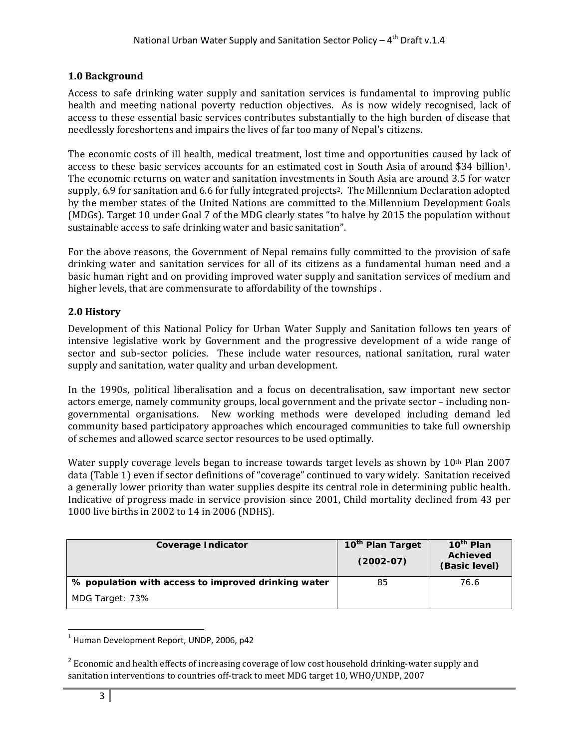## 1.0 Background

Access to safe drinking water supply and sanitation services is fundamental to improving public health and meeting national poverty reduction objectives. As is now widely recognised, lack of access to these essential basic services contributes substantially to the high burden of disease that needlessly foreshortens and impairs the lives of far too many of Nepal's citizens.

The economic costs of ill health, medical treatment, lost time and opportunities caused by lack of access to these basic services accounts for an estimated cost in South Asia of around $34 billion[1]. The economic returns on water and sanitation investments in South Asia are around 3.5 for water supply, 6.9 for sanitation and 6.6 for fully integrated projects[2]. The Millennium Declaration adopted by the member states of the United Nations are committed to the Millennium Development Goals (MDGs). Target 10 under Goal 7 of the MDG clearly states "to halve by 2015 the population without sustainable access to safe drinking water and basic sanitation".

For the above reasons, the Government of Nepal remains fully committed to the provision of safe drinking water and sanitation services for all of its citizens as a fundamental human need and a basic human right and on providing improved water supply and sanitation services of medium and higher levels, that are commensurate to affordability of the townships .

## 2.0 History

Development of this National Policy for Urban Water Supply and Sanitation follows ten years of intensive legislative work by Government and the progressive development of a wide range of sector and sub-sector policies. These include water resources, national sanitation, rural water supply and sanitation, water quality and urban development.

In the 1990s, political liberalisation and a focus on decentralisation, saw important new sector actors emerge, namely community groups, local government and the private sector – including non-governmental organisations. New working methods were developed including demand led community based participatory approaches which encouraged communities to take full ownership of schemes and allowed scarce sector resources to be used optimally.

Water supply coverage levels began to increase towards target levels as shown by 10th Plan 2007 data (Table 1) even if sector definitions of "coverage" continued to vary widely. Sanitation received a generally lower priority than water supplies despite its central role in determining public health. Indicative of progress made in service provision since 2001, Child mortality declined from 43 per 1000 live births in 2002 to 14 in 2006 (NDHS).

| Coverage Indicator | 10th Plan Target (2002-07) | 10th Plan Achieved (Basic level) |
|---|---|---|
| **% population with access to improved drinking water**<br>MDG Target: 73% | 85 | 76.6 |

[1] Human Development Report, UNDP, 2006, p42

[2] Economic and health effects of increasing coverage of low cost household drinking-water supply and sanitation interventions to countries off-track to meet MDG target 10, WHO/UNDP, 2007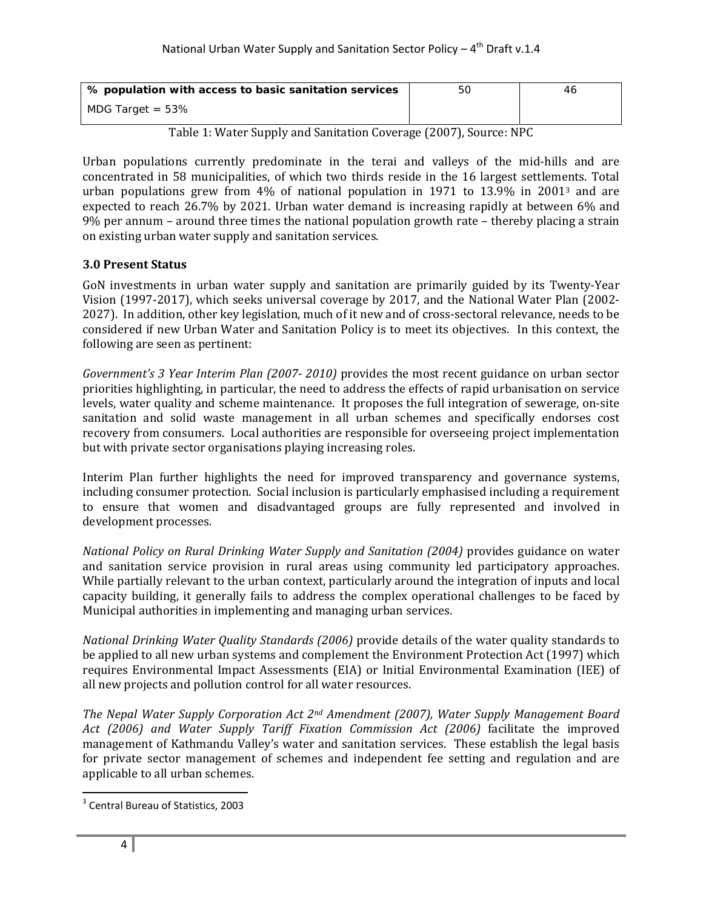| % population with access to basic sanitation services MDG Target = 53% | 50 | 46 |
|---|---|---|

Table 1: Water Supply and Sanitation Coverage (2007), Source: NPC

Urban populations currently predominate in the terai and valleys of the mid-hills and are concentrated in 58 municipalities, of which two thirds reside in the 16 largest settlements. Total urban populations grew from 4% of national population in 1971 to 13.9% in 2001[3] and are expected to reach 26.7% by 2021. Urban water demand is increasing rapidly at between 6% and 9% per annum – around three times the national population growth rate – thereby placing a strain on existing urban water supply and sanitation services.

### 3.0 Present Status

GoN investments in urban water supply and sanitation are primarily guided by its Twenty-Year Vision (1997-2017), which seeks universal coverage by 2017, and the National Water Plan (2002-2027). In addition, other key legislation, much of it new and of cross-sectoral relevance, needs to be considered if new Urban Water and Sanitation Policy is to meet its objectives. In this context, the following are seen as pertinent:

*Government's 3 Year Interim Plan (2007- 2010)* provides the most recent guidance on urban sector priorities highlighting, in particular, the need to address the effects of rapid urbanisation on service levels, water quality and scheme maintenance. It proposes the full integration of sewerage, on-site sanitation and solid waste management in all urban schemes and specifically endorses cost recovery from consumers. Local authorities are responsible for overseeing project implementation but with private sector organisations playing increasing roles.

Interim Plan further highlights the need for improved transparency and governance systems, including consumer protection. Social inclusion is particularly emphasised including a requirement to ensure that women and disadvantaged groups are fully represented and involved in development processes.

*National Policy on Rural Drinking Water Supply and Sanitation (2004)* provides guidance on water and sanitation service provision in rural areas using community led participatory approaches. While partially relevant to the urban context, particularly around the integration of inputs and local capacity building, it generally fails to address the complex operational challenges to be faced by Municipal authorities in implementing and managing urban services.

*National Drinking Water Quality Standards (2006)* provide details of the water quality standards to be applied to all new urban systems and complement the Environment Protection Act (1997) which requires Environmental Impact Assessments (EIA) or Initial Environmental Examination (IEE) of all new projects and pollution control for all water resources.

*The Nepal Water Supply Corporation Act 2nd Amendment (2007), Water Supply Management Board Act (2006) and Water Supply Tariff Fixation Commission Act (2006)* facilitate the improved management of Kathmandu Valley's water and sanitation services. These establish the legal basis for private sector management of schemes and independent fee setting and regulation and are applicable to all urban schemes.

[3] Central Bureau of Statistics, 2003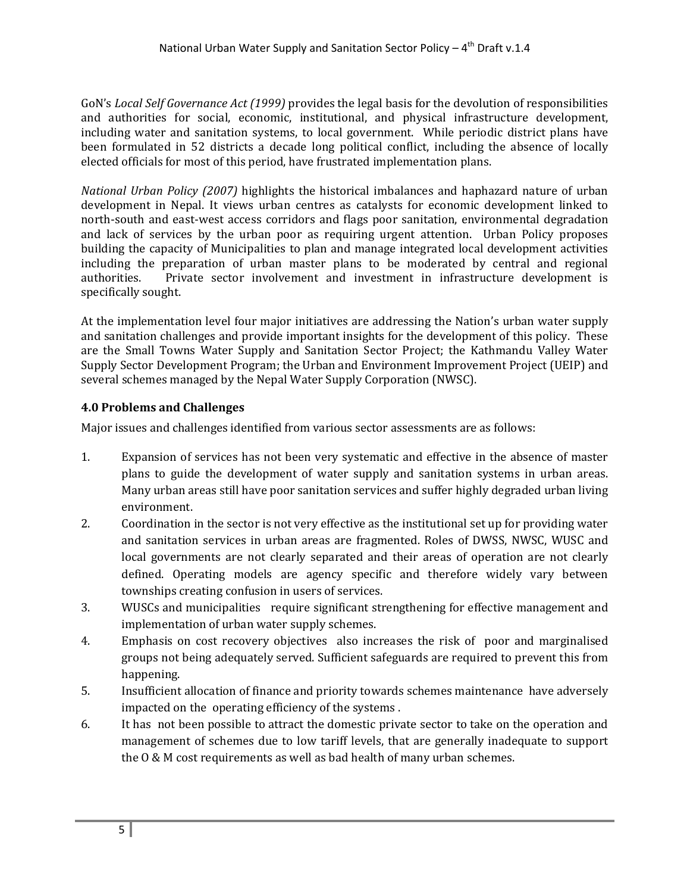GoN's *Local Self Governance Act (1999)* provides the legal basis for the devolution of responsibilities and authorities for social, economic, institutional, and physical infrastructure development, including water and sanitation systems, to local government. While periodic district plans have been formulated in 52 districts a decade long political conflict, including the absence of locally elected officials for most of this period, have frustrated implementation plans.

*National Urban Policy (2007)* highlights the historical imbalances and haphazard nature of urban development in Nepal. It views urban centres as catalysts for economic development linked to north-south and east-west access corridors and flags poor sanitation, environmental degradation and lack of services by the urban poor as requiring urgent attention. Urban Policy proposes building the capacity of Municipalities to plan and manage integrated local development activities including the preparation of urban master plans to be moderated by central and regional authorities. Private sector involvement and investment in infrastructure development is specifically sought.

At the implementation level four major initiatives are addressing the Nation's urban water supply and sanitation challenges and provide important insights for the development of this policy. These are the Small Towns Water Supply and Sanitation Sector Project; the Kathmandu Valley Water Supply Sector Development Program; the Urban and Environment Improvement Project (UEIP) and several schemes managed by the Nepal Water Supply Corporation (NWSC).

### 4.0 Problems and Challenges

Major issues and challenges identified from various sector assessments are as follows:

1. Expansion of services has not been very systematic and effective in the absence of master plans to guide the development of water supply and sanitation systems in urban areas. Many urban areas still have poor sanitation services and suffer highly degraded urban living environment.
2. Coordination in the sector is not very effective as the institutional set up for providing water and sanitation services in urban areas are fragmented. Roles of DWSS, NWSC, WUSC and local governments are not clearly separated and their areas of operation are not clearly defined. Operating models are agency specific and therefore widely vary between townships creating confusion in users of services.
3. WUSCs and municipalities require significant strengthening for effective management and implementation of urban water supply schemes.
4. Emphasis on cost recovery objectives also increases the risk of poor and marginalised groups not being adequately served. Sufficient safeguards are required to prevent this from happening.
5. Insufficient allocation of finance and priority towards schemes maintenance have adversely impacted on the operating efficiency of the systems .
6. It has not been possible to attract the domestic private sector to take on the operation and management of schemes due to low tariff levels, that are generally inadequate to support the O & M cost requirements as well as bad health of many urban schemes.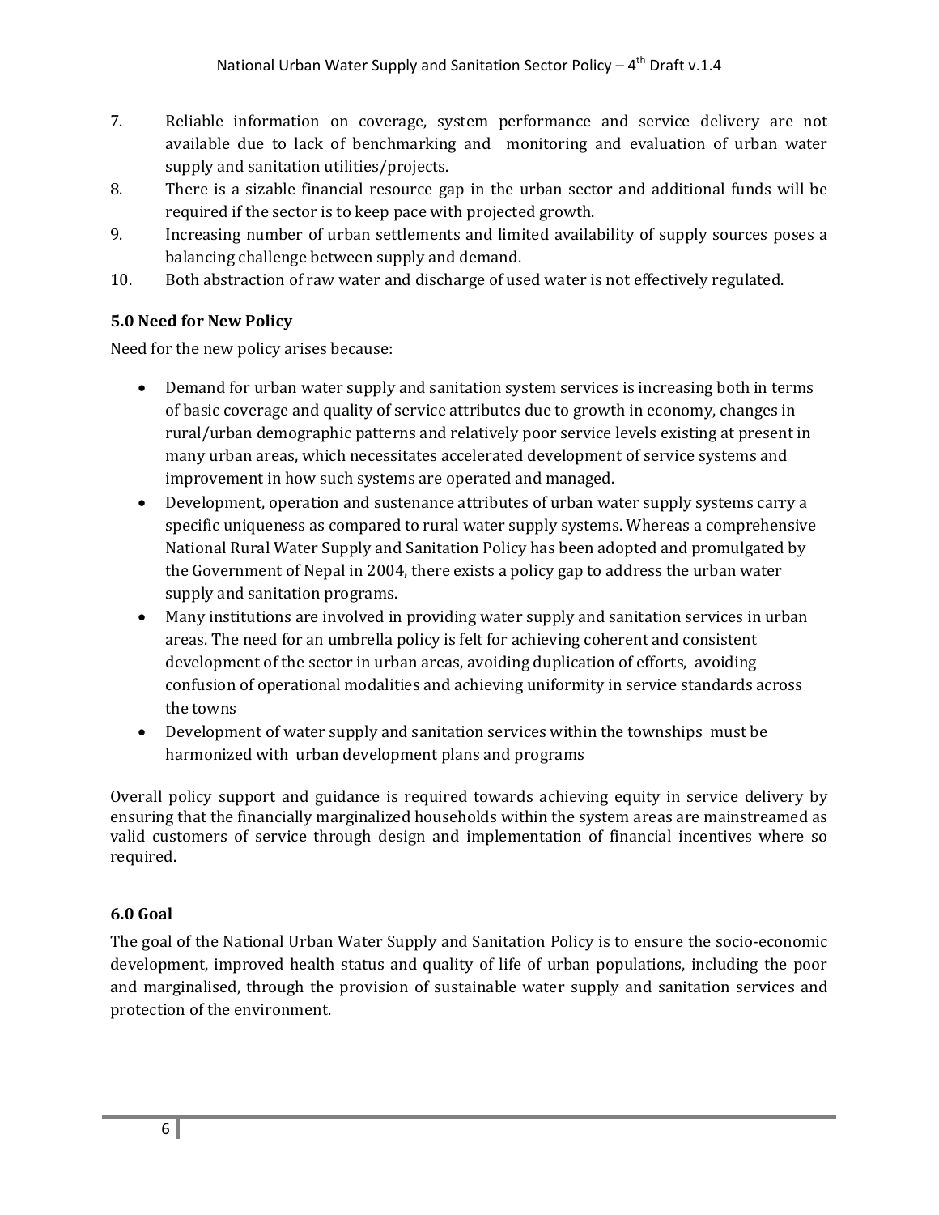7. Reliable information on coverage, system performance and service delivery are not available due to lack of benchmarking and monitoring and evaluation of urban water supply and sanitation utilities/projects.
8. There is a sizable financial resource gap in the urban sector and additional funds will be required if the sector is to keep pace with projected growth.
9. Increasing number of urban settlements and limited availability of supply sources poses a balancing challenge between supply and demand.
10. Both abstraction of raw water and discharge of used water is not effectively regulated.

**5.0 Need for New Policy**

Need for the new policy arises because:

- Demand for urban water supply and sanitation system services is increasing both in terms of basic coverage and quality of service attributes due to growth in economy, changes in rural/urban demographic patterns and relatively poor service levels existing at present in many urban areas, which necessitates accelerated development of service systems and improvement in how such systems are operated and managed.
- Development, operation and sustenance attributes of urban water supply systems carry a specific uniqueness as compared to rural water supply systems. Whereas a comprehensive National Rural Water Supply and Sanitation Policy has been adopted and promulgated by the Government of Nepal in 2004, there exists a policy gap to address the urban water supply and sanitation programs.
- Many institutions are involved in providing water supply and sanitation services in urban areas. The need for an umbrella policy is felt for achieving coherent and consistent development of the sector in urban areas, avoiding duplication of efforts, avoiding confusion of operational modalities and achieving uniformity in service standards across the towns
- Development of water supply and sanitation services within the townships must be harmonized with urban development plans and programs

Overall policy support and guidance is required towards achieving equity in service delivery by ensuring that the financially marginalized households within the system areas are mainstreamed as valid customers of service through design and implementation of financial incentives where so required.

**6.0 Goal**

The goal of the National Urban Water Supply and Sanitation Policy is to ensure the socio-economic development, improved health status and quality of life of urban populations, including the poor and marginalised, through the provision of sustainable water supply and sanitation services and protection of the environment.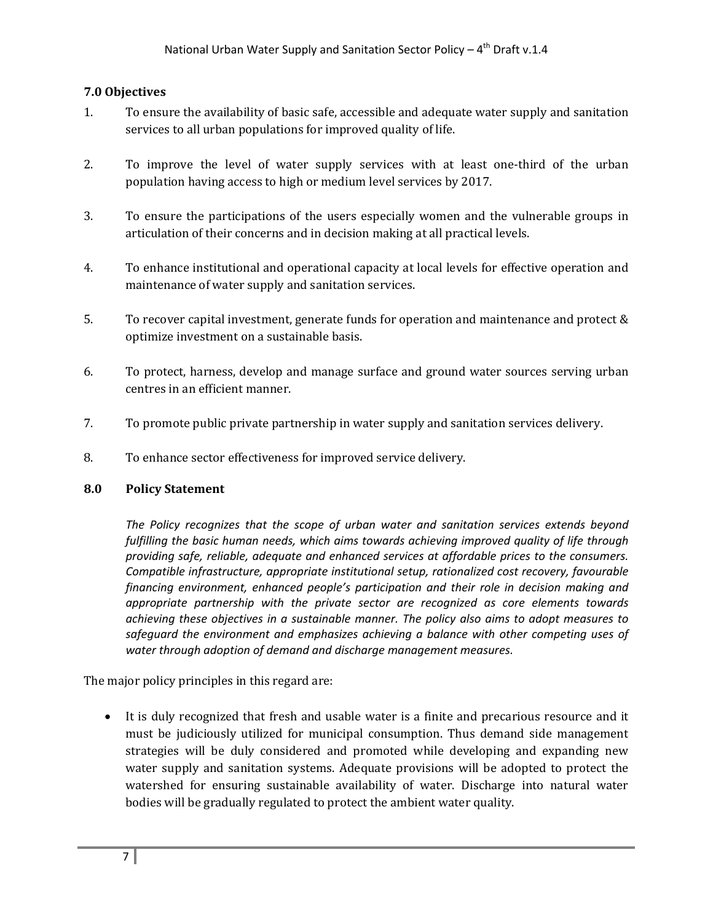## 7.0 Objectives

1. To ensure the availability of basic safe, accessible and adequate water supply and sanitation services to all urban populations for improved quality of life.

2. To improve the level of water supply services with at least one-third of the urban population having access to high or medium level services by 2017.

3. To ensure the participations of the users especially women and the vulnerable groups in articulation of their concerns and in decision making at all practical levels.

4. To enhance institutional and operational capacity at local levels for effective operation and maintenance of water supply and sanitation services.

5. To recover capital investment, generate funds for operation and maintenance and protect & optimize investment on a sustainable basis.

6. To protect, harness, develop and manage surface and ground water sources serving urban centres in an efficient manner.

7. To promote public private partnership in water supply and sanitation services delivery.

8. To enhance sector effectiveness for improved service delivery.

## 8.0 Policy Statement

*The Policy recognizes that the scope of urban water and sanitation services extends beyond fulfilling the basic human needs, which aims towards achieving improved quality of life through providing safe, reliable, adequate and enhanced services at affordable prices to the consumers. Compatible infrastructure, appropriate institutional setup, rationalized cost recovery, favourable financing environment, enhanced people's participation and their role in decision making and appropriate partnership with the private sector are recognized as core elements towards achieving these objectives in a sustainable manner. The policy also aims to adopt measures to safeguard the environment and emphasizes achieving a balance with other competing uses of water through adoption of demand and discharge management measures.*

The major policy principles in this regard are:

- It is duly recognized that fresh and usable water is a finite and precarious resource and it must be judiciously utilized for municipal consumption. Thus demand side management strategies will be duly considered and promoted while developing and expanding new water supply and sanitation systems. Adequate provisions will be adopted to protect the watershed for ensuring sustainable availability of water. Discharge into natural water bodies will be gradually regulated to protect the ambient water quality.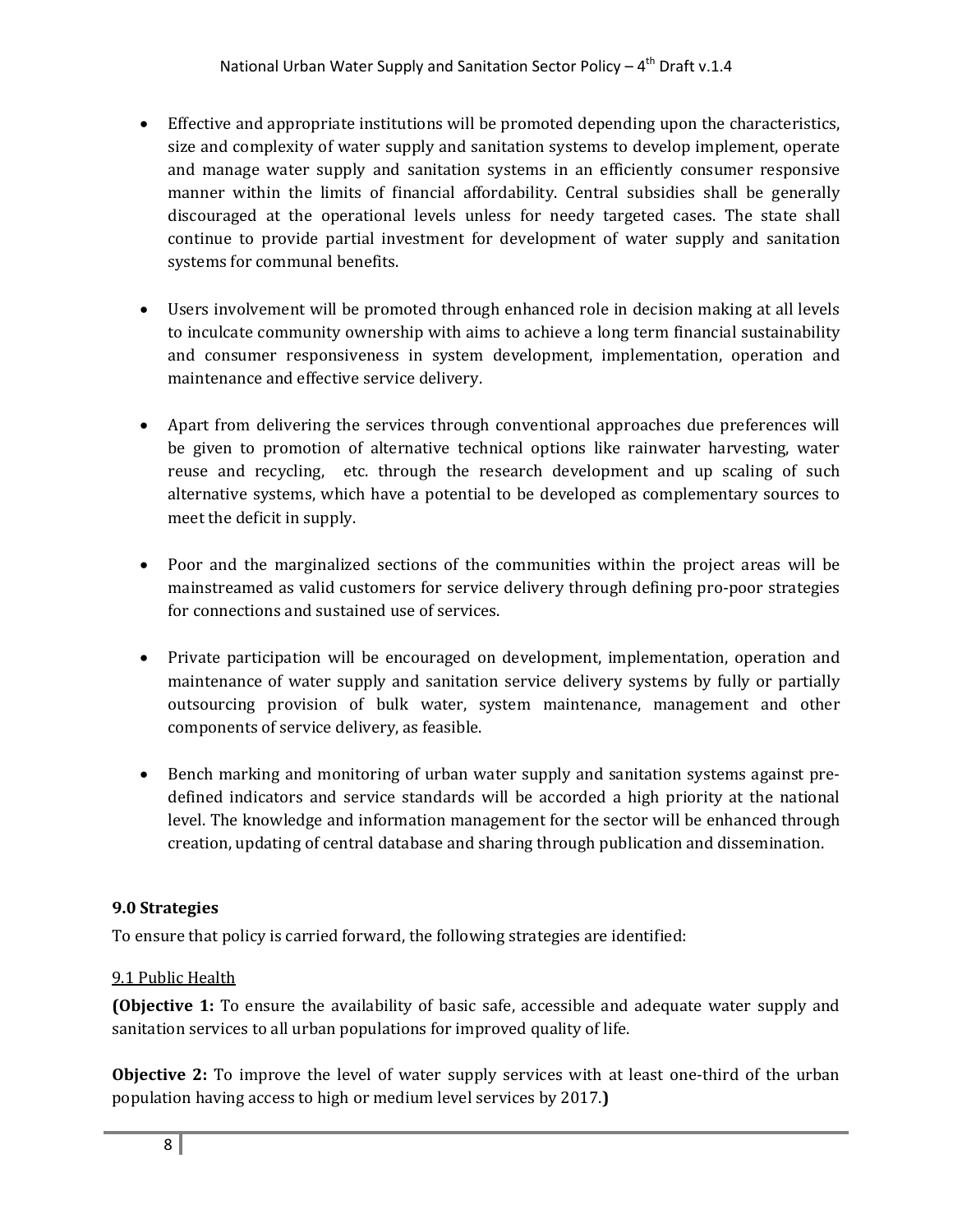- Effective and appropriate institutions will be promoted depending upon the characteristics, size and complexity of water supply and sanitation systems to develop implement, operate and manage water supply and sanitation systems in an efficiently consumer responsive manner within the limits of financial affordability. Central subsidies shall be generally discouraged at the operational levels unless for needy targeted cases. The state shall continue to provide partial investment for development of water supply and sanitation systems for communal benefits.

- Users involvement will be promoted through enhanced role in decision making at all levels to inculcate community ownership with aims to achieve a long term financial sustainability and consumer responsiveness in system development, implementation, operation and maintenance and effective service delivery.

- Apart from delivering the services through conventional approaches due preferences will be given to promotion of alternative technical options like rainwater harvesting, water reuse and recycling, etc. through the research development and up scaling of such alternative systems, which have a potential to be developed as complementary sources to meet the deficit in supply.

- Poor and the marginalized sections of the communities within the project areas will be mainstreamed as valid customers for service delivery through defining pro-poor strategies for connections and sustained use of services.

- Private participation will be encouraged on development, implementation, operation and maintenance of water supply and sanitation service delivery systems by fully or partially outsourcing provision of bulk water, system maintenance, management and other components of service delivery, as feasible.

- Bench marking and monitoring of urban water supply and sanitation systems against pre-defined indicators and service standards will be accorded a high priority at the national level. The knowledge and information management for the sector will be enhanced through creation, updating of central database and sharing through publication and dissemination.

## 9.0 Strategies

To ensure that policy is carried forward, the following strategies are identified:

### 9.1 Public Health

**(Objective 1:** To ensure the availability of basic safe, accessible and adequate water supply and sanitation services to all urban populations for improved quality of life.

**Objective 2:** To improve the level of water supply services with at least one-third of the urban population having access to high or medium level services by 2017.**)**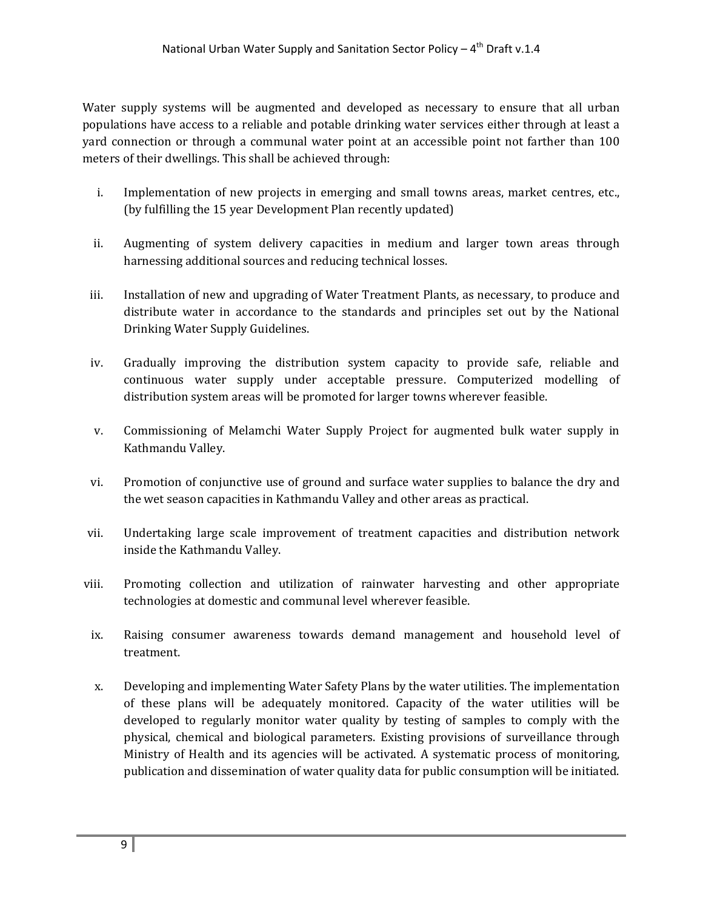Water supply systems will be augmented and developed as necessary to ensure that all urban populations have access to a reliable and potable drinking water services either through at least a yard connection or through a communal water point at an accessible point not farther than 100 meters of their dwellings. This shall be achieved through:

i. Implementation of new projects in emerging and small towns areas, market centres, etc., (by fulfilling the 15 year Development Plan recently updated)

ii. Augmenting of system delivery capacities in medium and larger town areas through harnessing additional sources and reducing technical losses.

iii. Installation of new and upgrading of Water Treatment Plants, as necessary, to produce and distribute water in accordance to the standards and principles set out by the National Drinking Water Supply Guidelines.

iv. Gradually improving the distribution system capacity to provide safe, reliable and continuous water supply under acceptable pressure. Computerized modelling of distribution system areas will be promoted for larger towns wherever feasible.

v. Commissioning of Melamchi Water Supply Project for augmented bulk water supply in Kathmandu Valley.

vi. Promotion of conjunctive use of ground and surface water supplies to balance the dry and the wet season capacities in Kathmandu Valley and other areas as practical.

vii. Undertaking large scale improvement of treatment capacities and distribution network inside the Kathmandu Valley.

viii. Promoting collection and utilization of rainwater harvesting and other appropriate technologies at domestic and communal level wherever feasible.

ix. Raising consumer awareness towards demand management and household level of treatment.

x. Developing and implementing Water Safety Plans by the water utilities. The implementation of these plans will be adequately monitored. Capacity of the water utilities will be developed to regularly monitor water quality by testing of samples to comply with the physical, chemical and biological parameters. Existing provisions of surveillance through Ministry of Health and its agencies will be activated. A systematic process of monitoring, publication and dissemination of water quality data for public consumption will be initiated.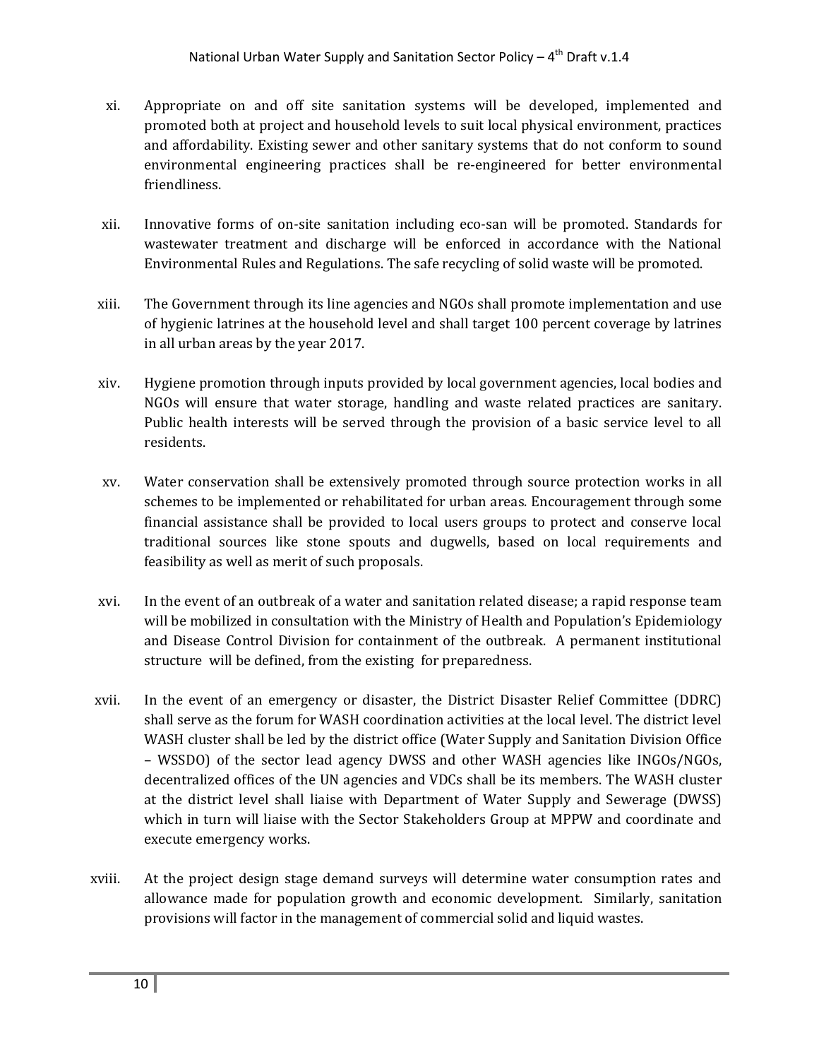xi. Appropriate on and off site sanitation systems will be developed, implemented and promoted both at project and household levels to suit local physical environment, practices and affordability. Existing sewer and other sanitary systems that do not conform to sound environmental engineering practices shall be re-engineered for better environmental friendliness.

xii. Innovative forms of on-site sanitation including eco-san will be promoted. Standards for wastewater treatment and discharge will be enforced in accordance with the National Environmental Rules and Regulations. The safe recycling of solid waste will be promoted.

xiii. The Government through its line agencies and NGOs shall promote implementation and use of hygienic latrines at the household level and shall target 100 percent coverage by latrines in all urban areas by the year 2017.

xiv. Hygiene promotion through inputs provided by local government agencies, local bodies and NGOs will ensure that water storage, handling and waste related practices are sanitary. Public health interests will be served through the provision of a basic service level to all residents.

xv. Water conservation shall be extensively promoted through source protection works in all schemes to be implemented or rehabilitated for urban areas. Encouragement through some financial assistance shall be provided to local users groups to protect and conserve local traditional sources like stone spouts and dugwells, based on local requirements and feasibility as well as merit of such proposals.

xvi. In the event of an outbreak of a water and sanitation related disease; a rapid response team will be mobilized in consultation with the Ministry of Health and Population's Epidemiology and Disease Control Division for containment of the outbreak. A permanent institutional structure will be defined, from the existing for preparedness.

xvii. In the event of an emergency or disaster, the District Disaster Relief Committee (DDRC) shall serve as the forum for WASH coordination activities at the local level. The district level WASH cluster shall be led by the district office (Water Supply and Sanitation Division Office – WSSDO) of the sector lead agency DWSS and other WASH agencies like INGOs/NGOs, decentralized offices of the UN agencies and VDCs shall be its members. The WASH cluster at the district level shall liaise with Department of Water Supply and Sewerage (DWSS) which in turn will liaise with the Sector Stakeholders Group at MPPW and coordinate and execute emergency works.

xviii. At the project design stage demand surveys will determine water consumption rates and allowance made for population growth and economic development. Similarly, sanitation provisions will factor in the management of commercial solid and liquid wastes.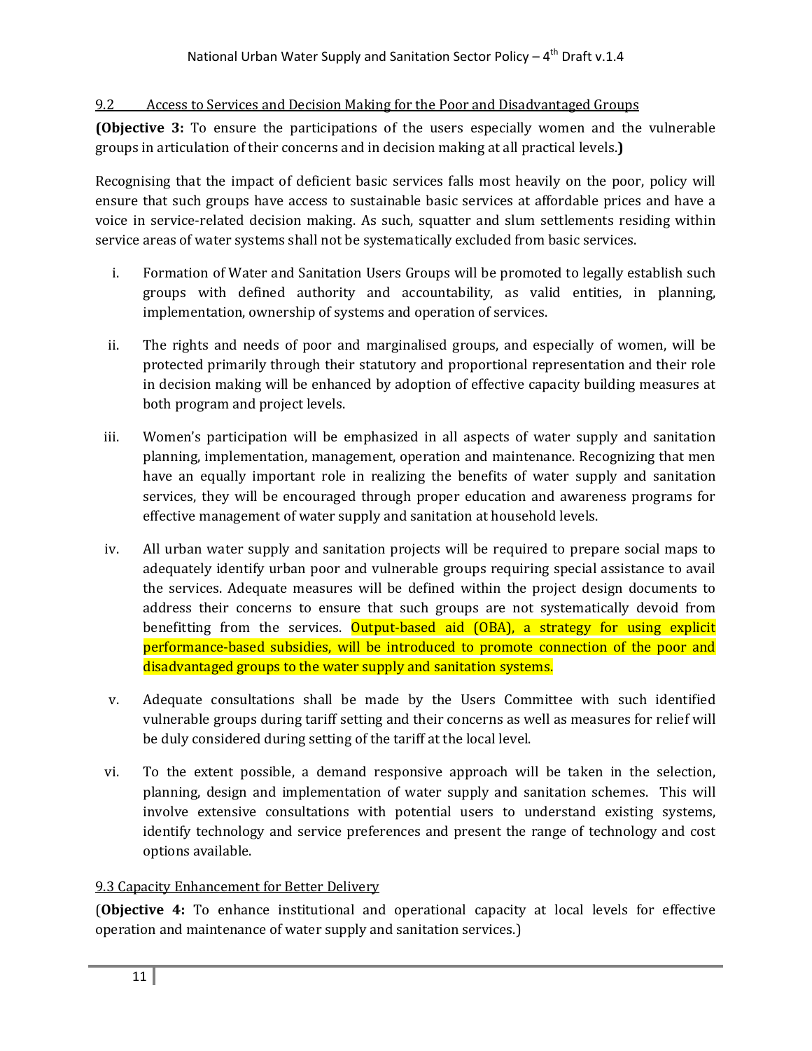## 9.2 Access to Services and Decision Making for the Poor and Disadvantaged Groups

**(Objective 3:** To ensure the participations of the users especially women and the vulnerable groups in articulation of their concerns and in decision making at all practical levels.**)**

Recognising that the impact of deficient basic services falls most heavily on the poor, policy will ensure that such groups have access to sustainable basic services at affordable prices and have a voice in service-related decision making. As such, squatter and slum settlements residing within service areas of water systems shall not be systematically excluded from basic services.

i. Formation of Water and Sanitation Users Groups will be promoted to legally establish such groups with defined authority and accountability, as valid entities, in planning, implementation, ownership of systems and operation of services.

ii. The rights and needs of poor and marginalised groups, and especially of women, will be protected primarily through their statutory and proportional representation and their role in decision making will be enhanced by adoption of effective capacity building measures at both program and project levels.

iii. Women's participation will be emphasized in all aspects of water supply and sanitation planning, implementation, management, operation and maintenance. Recognizing that men have an equally important role in realizing the benefits of water supply and sanitation services, they will be encouraged through proper education and awareness programs for effective management of water supply and sanitation at household levels.

iv. All urban water supply and sanitation projects will be required to prepare social maps to adequately identify urban poor and vulnerable groups requiring special assistance to avail the services. Adequate measures will be defined within the project design documents to address their concerns to ensure that such groups are not systematically devoid from benefitting from the services. Output-based aid (OBA), a strategy for using explicit performance-based subsidies, will be introduced to promote connection of the poor and disadvantaged groups to the water supply and sanitation systems.

v. Adequate consultations shall be made by the Users Committee with such identified vulnerable groups during tariff setting and their concerns as well as measures for relief will be duly considered during setting of the tariff at the local level.

vi. To the extent possible, a demand responsive approach will be taken in the selection, planning, design and implementation of water supply and sanitation schemes. This will involve extensive consultations with potential users to understand existing systems, identify technology and service preferences and present the range of technology and cost options available.

## 9.3 Capacity Enhancement for Better Delivery

(**Objective 4:** To enhance institutional and operational capacity at local levels for effective operation and maintenance of water supply and sanitation services.)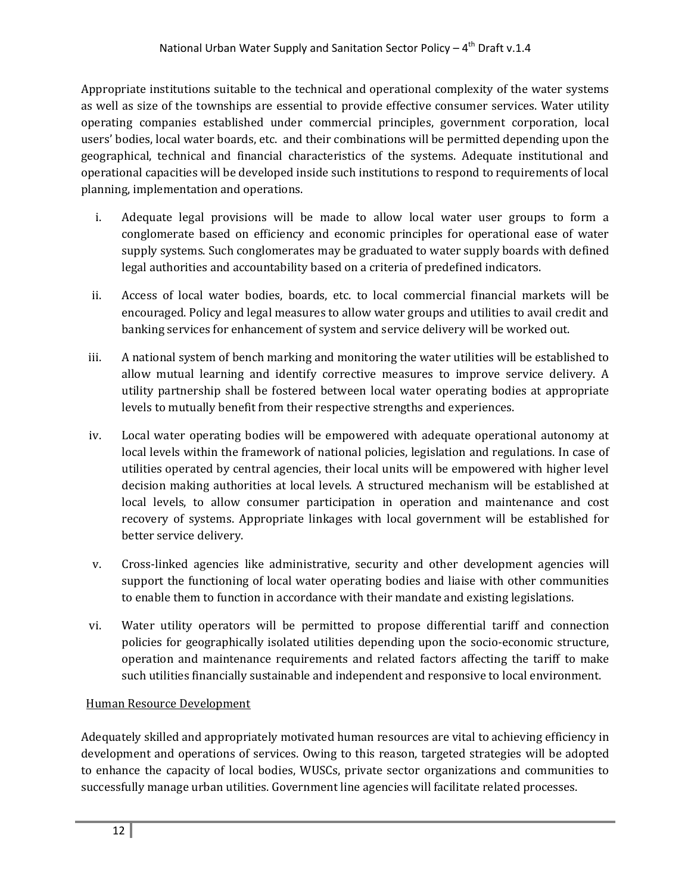Appropriate institutions suitable to the technical and operational complexity of the water systems as well as size of the townships are essential to provide effective consumer services. Water utility operating companies established under commercial principles, government corporation, local users' bodies, local water boards, etc. and their combinations will be permitted depending upon the geographical, technical and financial characteristics of the systems. Adequate institutional and operational capacities will be developed inside such institutions to respond to requirements of local planning, implementation and operations.

i. Adequate legal provisions will be made to allow local water user groups to form a conglomerate based on efficiency and economic principles for operational ease of water supply systems. Such conglomerates may be graduated to water supply boards with defined legal authorities and accountability based on a criteria of predefined indicators.

ii. Access of local water bodies, boards, etc. to local commercial financial markets will be encouraged. Policy and legal measures to allow water groups and utilities to avail credit and banking services for enhancement of system and service delivery will be worked out.

iii. A national system of bench marking and monitoring the water utilities will be established to allow mutual learning and identify corrective measures to improve service delivery. A utility partnership shall be fostered between local water operating bodies at appropriate levels to mutually benefit from their respective strengths and experiences.

iv. Local water operating bodies will be empowered with adequate operational autonomy at local levels within the framework of national policies, legislation and regulations. In case of utilities operated by central agencies, their local units will be empowered with higher level decision making authorities at local levels. A structured mechanism will be established at local levels, to allow consumer participation in operation and maintenance and cost recovery of systems. Appropriate linkages with local government will be established for better service delivery.

v. Cross-linked agencies like administrative, security and other development agencies will support the functioning of local water operating bodies and liaise with other communities to enable them to function in accordance with their mandate and existing legislations.

vi. Water utility operators will be permitted to propose differential tariff and connection policies for geographically isolated utilities depending upon the socio-economic structure, operation and maintenance requirements and related factors affecting the tariff to make such utilities financially sustainable and independent and responsive to local environment.

<u>Human Resource Development</u>

Adequately skilled and appropriately motivated human resources are vital to achieving efficiency in development and operations of services. Owing to this reason, targeted strategies will be adopted to enhance the capacity of local bodies, WUSCs, private sector organizations and communities to successfully manage urban utilities. Government line agencies will facilitate related processes.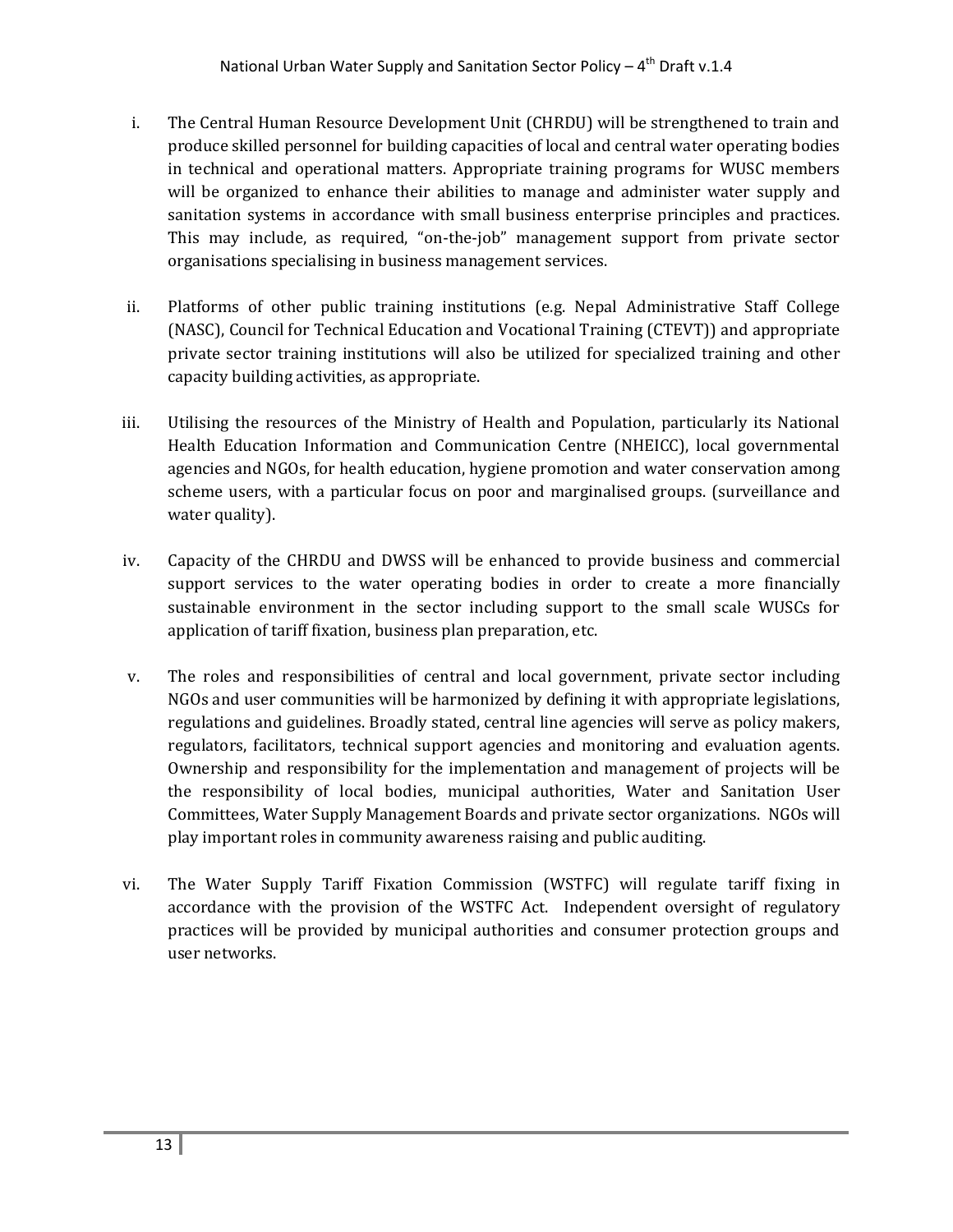i. The Central Human Resource Development Unit (CHRDU) will be strengthened to train and produce skilled personnel for building capacities of local and central water operating bodies in technical and operational matters. Appropriate training programs for WUSC members will be organized to enhance their abilities to manage and administer water supply and sanitation systems in accordance with small business enterprise principles and practices. This may include, as required, "on-the-job" management support from private sector organisations specialising in business management services.

ii. Platforms of other public training institutions (e.g. Nepal Administrative Staff College (NASC), Council for Technical Education and Vocational Training (CTEVT)) and appropriate private sector training institutions will also be utilized for specialized training and other capacity building activities, as appropriate.

iii. Utilising the resources of the Ministry of Health and Population, particularly its National Health Education Information and Communication Centre (NHEICC), local governmental agencies and NGOs, for health education, hygiene promotion and water conservation among scheme users, with a particular focus on poor and marginalised groups. (surveillance and water quality).

iv. Capacity of the CHRDU and DWSS will be enhanced to provide business and commercial support services to the water operating bodies in order to create a more financially sustainable environment in the sector including support to the small scale WUSCs for application of tariff fixation, business plan preparation, etc.

v. The roles and responsibilities of central and local government, private sector including NGOs and user communities will be harmonized by defining it with appropriate legislations, regulations and guidelines. Broadly stated, central line agencies will serve as policy makers, regulators, facilitators, technical support agencies and monitoring and evaluation agents. Ownership and responsibility for the implementation and management of projects will be the responsibility of local bodies, municipal authorities, Water and Sanitation User Committees, Water Supply Management Boards and private sector organizations. NGOs will play important roles in community awareness raising and public auditing.

vi. The Water Supply Tariff Fixation Commission (WSTFC) will regulate tariff fixing in accordance with the provision of the WSTFC Act. Independent oversight of regulatory practices will be provided by municipal authorities and consumer protection groups and user networks.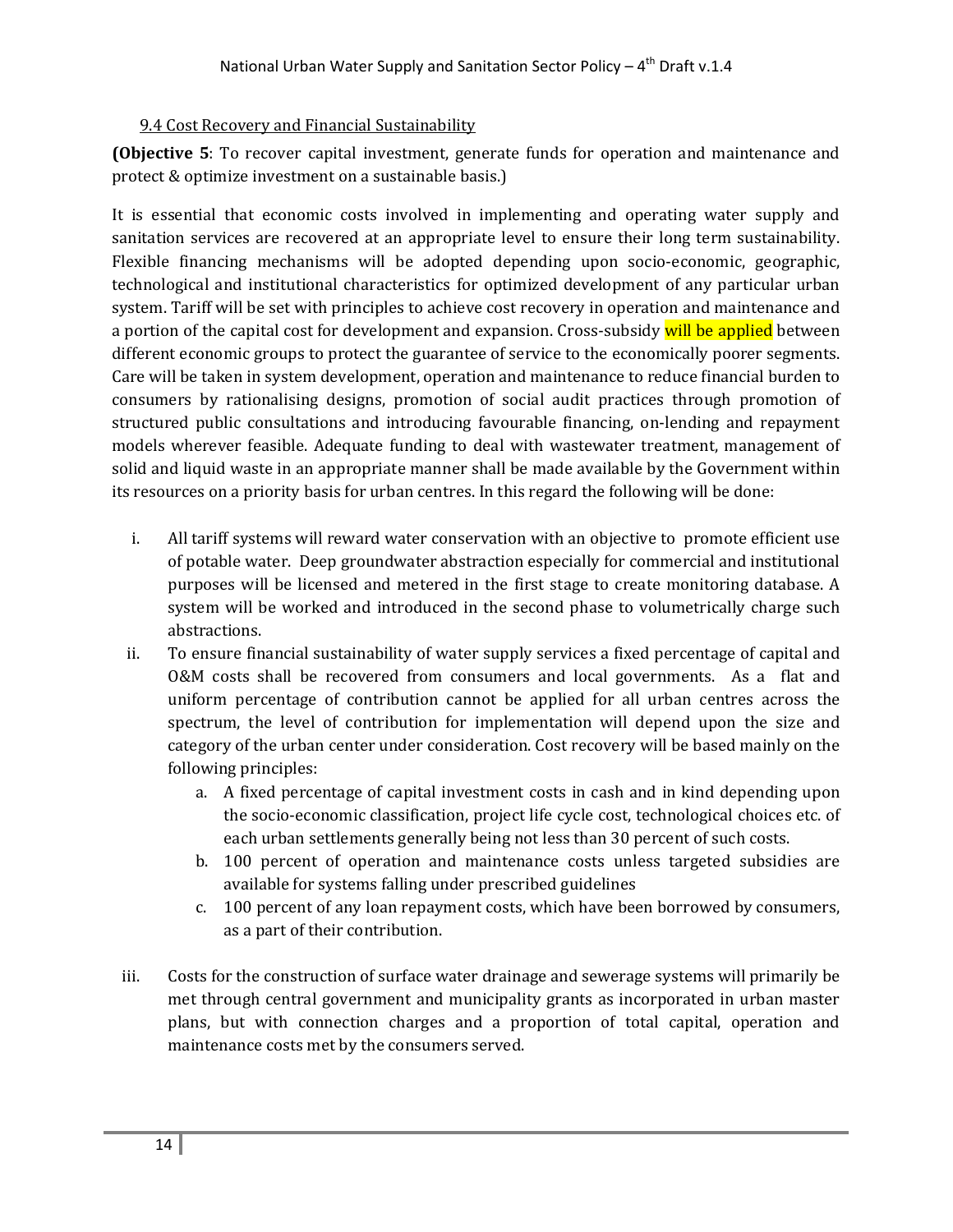### 9.4 Cost Recovery and Financial Sustainability

**(Objective 5**: To recover capital investment, generate funds for operation and maintenance and protect & optimize investment on a sustainable basis.)

It is essential that economic costs involved in implementing and operating water supply and sanitation services are recovered at an appropriate level to ensure their long term sustainability. Flexible financing mechanisms will be adopted depending upon socio-economic, geographic, technological and institutional characteristics for optimized development of any particular urban system. Tariff will be set with principles to achieve cost recovery in operation and maintenance and a portion of the capital cost for development and expansion. Cross-subsidy will be applied between different economic groups to protect the guarantee of service to the economically poorer segments. Care will be taken in system development, operation and maintenance to reduce financial burden to consumers by rationalising designs, promotion of social audit practices through promotion of structured public consultations and introducing favourable financing, on-lending and repayment models wherever feasible. Adequate funding to deal with wastewater treatment, management of solid and liquid waste in an appropriate manner shall be made available by the Government within its resources on a priority basis for urban centres. In this regard the following will be done:

i. All tariff systems will reward water conservation with an objective to promote efficient use of potable water. Deep groundwater abstraction especially for commercial and institutional purposes will be licensed and metered in the first stage to create monitoring database. A system will be worked and introduced in the second phase to volumetrically charge such abstractions.

ii. To ensure financial sustainability of water supply services a fixed percentage of capital and O&M costs shall be recovered from consumers and local governments. As a flat and uniform percentage of contribution cannot be applied for all urban centres across the spectrum, the level of contribution for implementation will depend upon the size and category of the urban center under consideration. Cost recovery will be based mainly on the following principles:

   a. A fixed percentage of capital investment costs in cash and in kind depending upon the socio-economic classification, project life cycle cost, technological choices etc. of each urban settlements generally being not less than 30 percent of such costs.
   b. 100 percent of operation and maintenance costs unless targeted subsidies are available for systems falling under prescribed guidelines
   c. 100 percent of any loan repayment costs, which have been borrowed by consumers, as a part of their contribution.

iii. Costs for the construction of surface water drainage and sewerage systems will primarily be met through central government and municipality grants as incorporated in urban master plans, but with connection charges and a proportion of total capital, operation and maintenance costs met by the consumers served.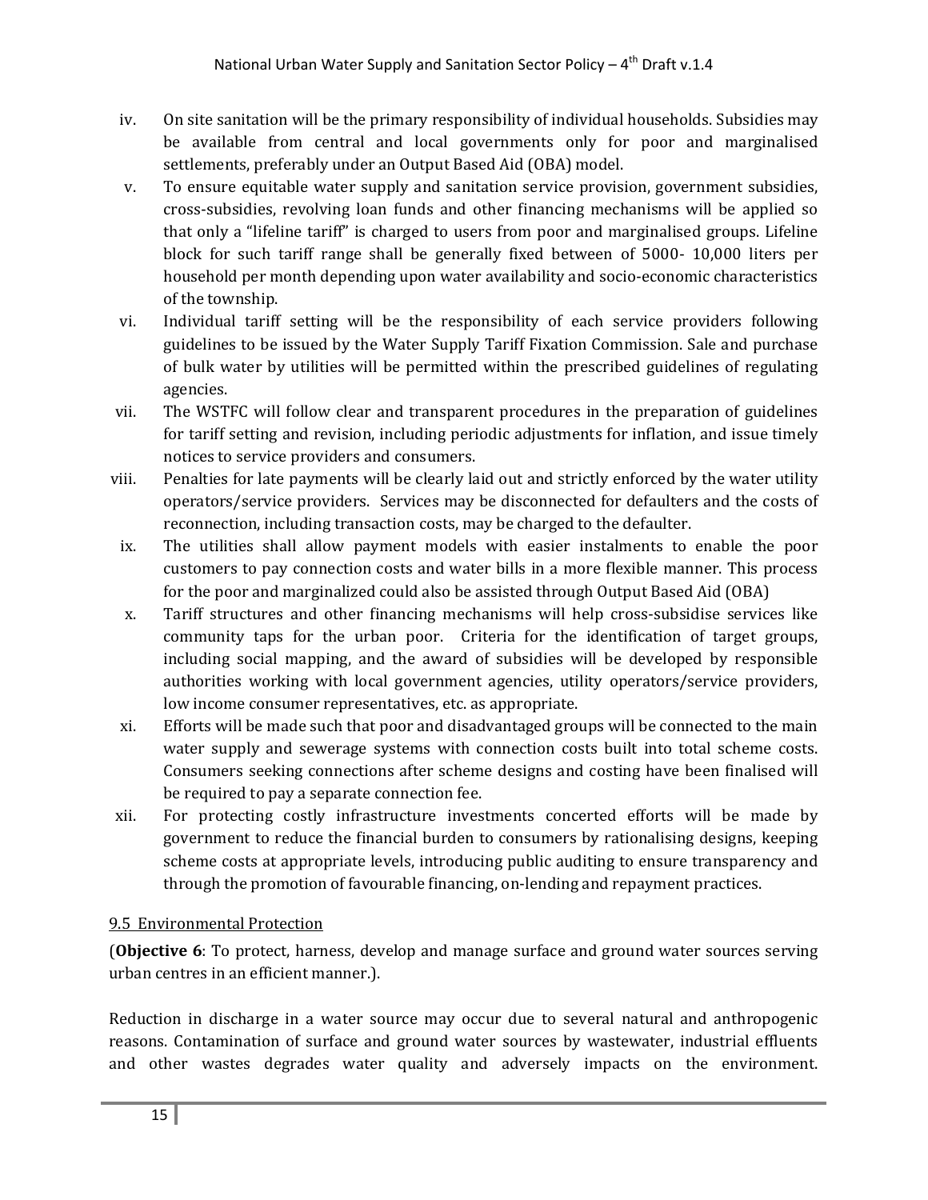iv. On site sanitation will be the primary responsibility of individual households. Subsidies may be available from central and local governments only for poor and marginalised settlements, preferably under an Output Based Aid (OBA) model.

v. To ensure equitable water supply and sanitation service provision, government subsidies, cross-subsidies, revolving loan funds and other financing mechanisms will be applied so that only a "lifeline tariff" is charged to users from poor and marginalised groups. Lifeline block for such tariff range shall be generally fixed between of 5000- 10,000 liters per household per month depending upon water availability and socio-economic characteristics of the township.

vi. Individual tariff setting will be the responsibility of each service providers following guidelines to be issued by the Water Supply Tariff Fixation Commission. Sale and purchase of bulk water by utilities will be permitted within the prescribed guidelines of regulating agencies.

vii. The WSTFC will follow clear and transparent procedures in the preparation of guidelines for tariff setting and revision, including periodic adjustments for inflation, and issue timely notices to service providers and consumers.

viii. Penalties for late payments will be clearly laid out and strictly enforced by the water utility operators/service providers. Services may be disconnected for defaulters and the costs of reconnection, including transaction costs, may be charged to the defaulter.

ix. The utilities shall allow payment models with easier instalments to enable the poor customers to pay connection costs and water bills in a more flexible manner. This process for the poor and marginalized could also be assisted through Output Based Aid (OBA)

x. Tariff structures and other financing mechanisms will help cross-subsidise services like community taps for the urban poor. Criteria for the identification of target groups, including social mapping, and the award of subsidies will be developed by responsible authorities working with local government agencies, utility operators/service providers, low income consumer representatives, etc. as appropriate.

xi. Efforts will be made such that poor and disadvantaged groups will be connected to the main water supply and sewerage systems with connection costs built into total scheme costs. Consumers seeking connections after scheme designs and costing have been finalised will be required to pay a separate connection fee.

xii. For protecting costly infrastructure investments concerted efforts will be made by government to reduce the financial burden to consumers by rationalising designs, keeping scheme costs at appropriate levels, introducing public auditing to ensure transparency and through the promotion of favourable financing, on-lending and repayment practices.

## 9.5 Environmental Protection

(**Objective 6**: To protect, harness, develop and manage surface and ground water sources serving urban centres in an efficient manner.).

Reduction in discharge in a water source may occur due to several natural and anthropogenic reasons. Contamination of surface and ground water sources by wastewater, industrial effluents and other wastes degrades water quality and adversely impacts on the environment.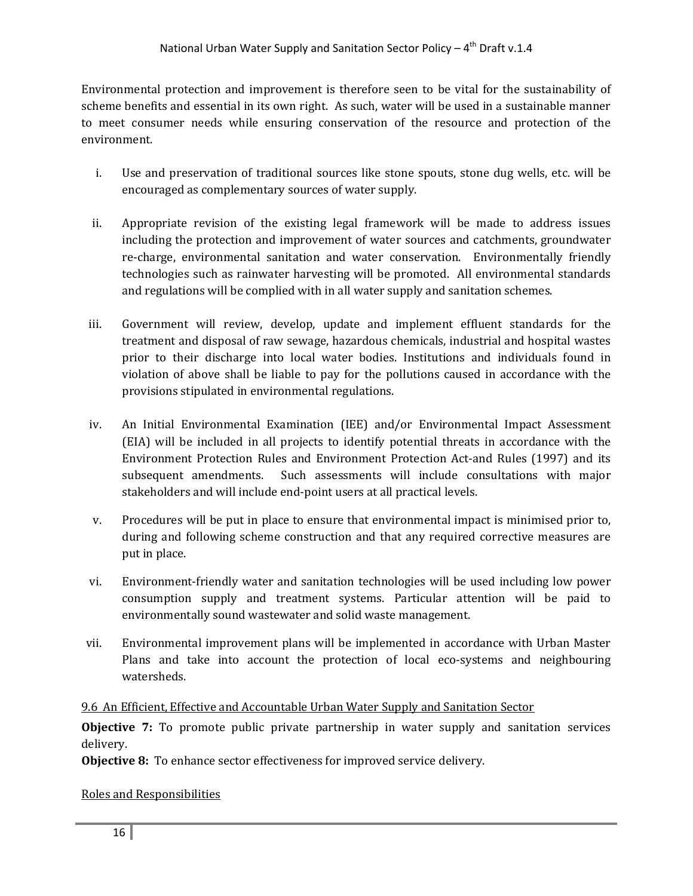Environmental protection and improvement is therefore seen to be vital for the sustainability of scheme benefits and essential in its own right. As such, water will be used in a sustainable manner to meet consumer needs while ensuring conservation of the resource and protection of the environment.

i. Use and preservation of traditional sources like stone spouts, stone dug wells, etc. will be encouraged as complementary sources of water supply.

ii. Appropriate revision of the existing legal framework will be made to address issues including the protection and improvement of water sources and catchments, groundwater re-charge, environmental sanitation and water conservation. Environmentally friendly technologies such as rainwater harvesting will be promoted. All environmental standards and regulations will be complied with in all water supply and sanitation schemes.

iii. Government will review, develop, update and implement effluent standards for the treatment and disposal of raw sewage, hazardous chemicals, industrial and hospital wastes prior to their discharge into local water bodies. Institutions and individuals found in violation of above shall be liable to pay for the pollutions caused in accordance with the provisions stipulated in environmental regulations.

iv. An Initial Environmental Examination (IEE) and/or Environmental Impact Assessment (EIA) will be included in all projects to identify potential threats in accordance with the Environment Protection Rules and Environment Protection Act-and Rules (1997) and its subsequent amendments. Such assessments will include consultations with major stakeholders and will include end-point users at all practical levels.

v. Procedures will be put in place to ensure that environmental impact is minimised prior to, during and following scheme construction and that any required corrective measures are put in place.

vi. Environment-friendly water and sanitation technologies will be used including low power consumption supply and treatment systems. Particular attention will be paid to environmentally sound wastewater and solid waste management.

vii. Environmental improvement plans will be implemented in accordance with Urban Master Plans and take into account the protection of local eco-systems and neighbouring watersheds.

### 9.6 An Efficient, Effective and Accountable Urban Water Supply and Sanitation Sector

**Objective 7:** To promote public private partnership in water supply and sanitation services delivery.

**Objective 8:** To enhance sector effectiveness for improved service delivery.

#### Roles and Responsibilities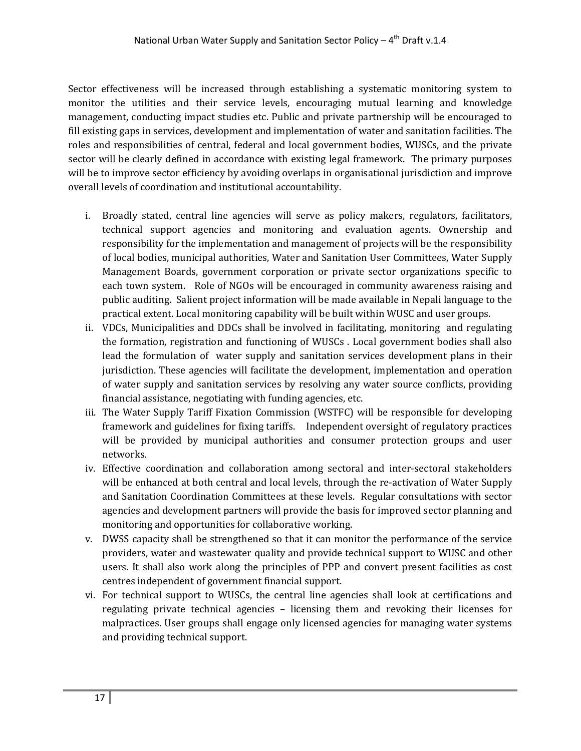Sector effectiveness will be increased through establishing a systematic monitoring system to monitor the utilities and their service levels, encouraging mutual learning and knowledge management, conducting impact studies etc. Public and private partnership will be encouraged to fill existing gaps in services, development and implementation of water and sanitation facilities. The roles and responsibilities of central, federal and local government bodies, WUSCs, and the private sector will be clearly defined in accordance with existing legal framework. The primary purposes will be to improve sector efficiency by avoiding overlaps in organisational jurisdiction and improve overall levels of coordination and institutional accountability.

i. Broadly stated, central line agencies will serve as policy makers, regulators, facilitators, technical support agencies and monitoring and evaluation agents. Ownership and responsibility for the implementation and management of projects will be the responsibility of local bodies, municipal authorities, Water and Sanitation User Committees, Water Supply Management Boards, government corporation or private sector organizations specific to each town system. Role of NGOs will be encouraged in community awareness raising and public auditing. Salient project information will be made available in Nepali language to the practical extent. Local monitoring capability will be built within WUSC and user groups.
ii. VDCs, Municipalities and DDCs shall be involved in facilitating, monitoring and regulating the formation, registration and functioning of WUSCs . Local government bodies shall also lead the formulation of water supply and sanitation services development plans in their jurisdiction. These agencies will facilitate the development, implementation and operation of water supply and sanitation services by resolving any water source conflicts, providing financial assistance, negotiating with funding agencies, etc.
iii. The Water Supply Tariff Fixation Commission (WSTFC) will be responsible for developing framework and guidelines for fixing tariffs. Independent oversight of regulatory practices will be provided by municipal authorities and consumer protection groups and user networks.
iv. Effective coordination and collaboration among sectoral and inter-sectoral stakeholders will be enhanced at both central and local levels, through the re-activation of Water Supply and Sanitation Coordination Committees at these levels. Regular consultations with sector agencies and development partners will provide the basis for improved sector planning and monitoring and opportunities for collaborative working.
v. DWSS capacity shall be strengthened so that it can monitor the performance of the service providers, water and wastewater quality and provide technical support to WUSC and other users. It shall also work along the principles of PPP and convert present facilities as cost centres independent of government financial support.
vi. For technical support to WUSCs, the central line agencies shall look at certifications and regulating private technical agencies – licensing them and revoking their licenses for malpractices. User groups shall engage only licensed agencies for managing water systems and providing technical support.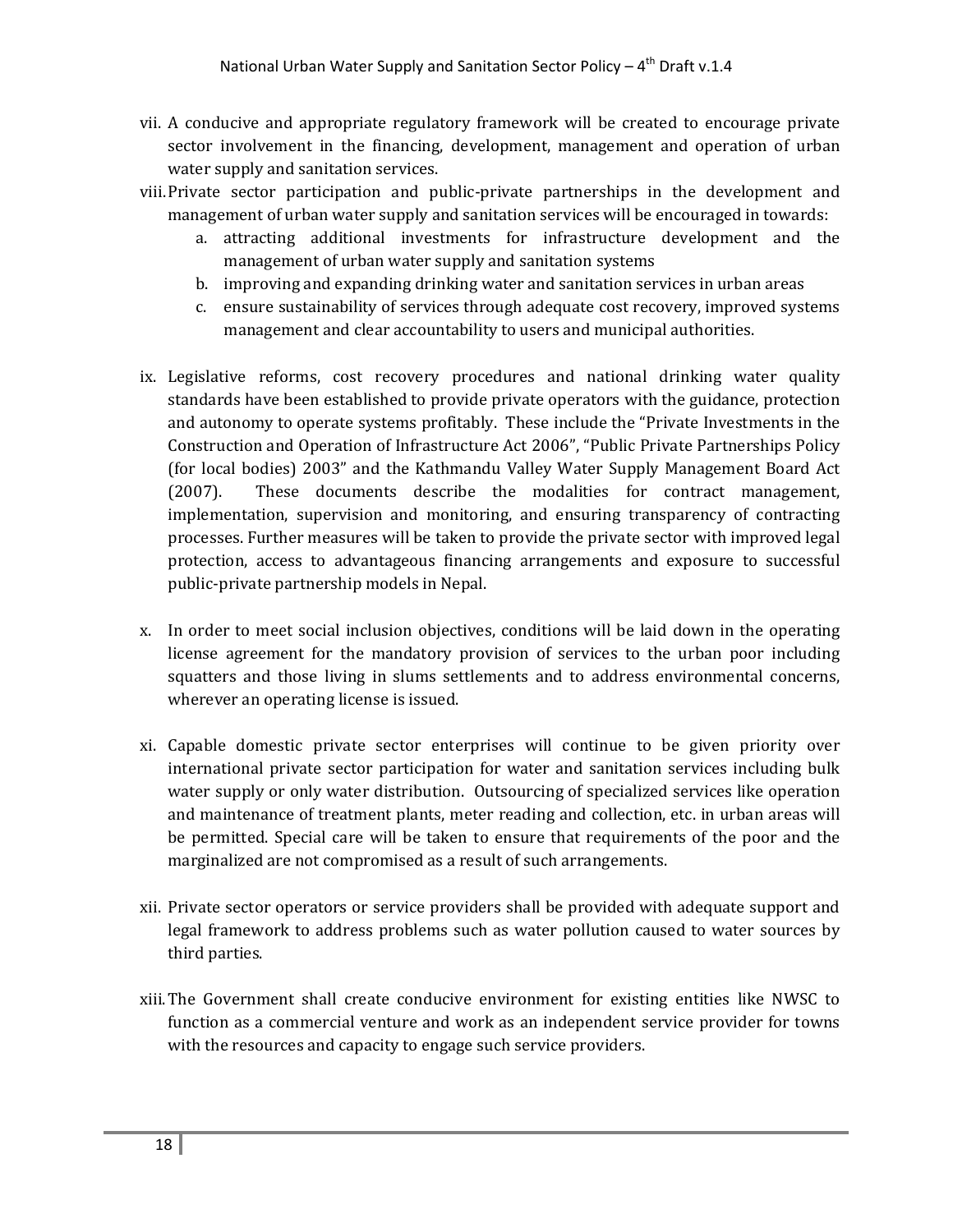vii. A conducive and appropriate regulatory framework will be created to encourage private sector involvement in the financing, development, management and operation of urban water supply and sanitation services.

viii. Private sector participation and public-private partnerships in the development and management of urban water supply and sanitation services will be encouraged in towards:

   a. attracting additional investments for infrastructure development and the management of urban water supply and sanitation systems
   b. improving and expanding drinking water and sanitation services in urban areas
   c. ensure sustainability of services through adequate cost recovery, improved systems management and clear accountability to users and municipal authorities.

ix. Legislative reforms, cost recovery procedures and national drinking water quality standards have been established to provide private operators with the guidance, protection and autonomy to operate systems profitably. These include the "Private Investments in the Construction and Operation of Infrastructure Act 2006", "Public Private Partnerships Policy (for local bodies) 2003" and the Kathmandu Valley Water Supply Management Board Act (2007). These documents describe the modalities for contract management, implementation, supervision and monitoring, and ensuring transparency of contracting processes. Further measures will be taken to provide the private sector with improved legal protection, access to advantageous financing arrangements and exposure to successful public-private partnership models in Nepal.

x. In order to meet social inclusion objectives, conditions will be laid down in the operating license agreement for the mandatory provision of services to the urban poor including squatters and those living in slums settlements and to address environmental concerns, wherever an operating license is issued.

xi. Capable domestic private sector enterprises will continue to be given priority over international private sector participation for water and sanitation services including bulk water supply or only water distribution. Outsourcing of specialized services like operation and maintenance of treatment plants, meter reading and collection, etc. in urban areas will be permitted. Special care will be taken to ensure that requirements of the poor and the marginalized are not compromised as a result of such arrangements.

xii. Private sector operators or service providers shall be provided with adequate support and legal framework to address problems such as water pollution caused to water sources by third parties.

xiii. The Government shall create conducive environment for existing entities like NWSC to function as a commercial venture and work as an independent service provider for towns with the resources and capacity to engage such service providers.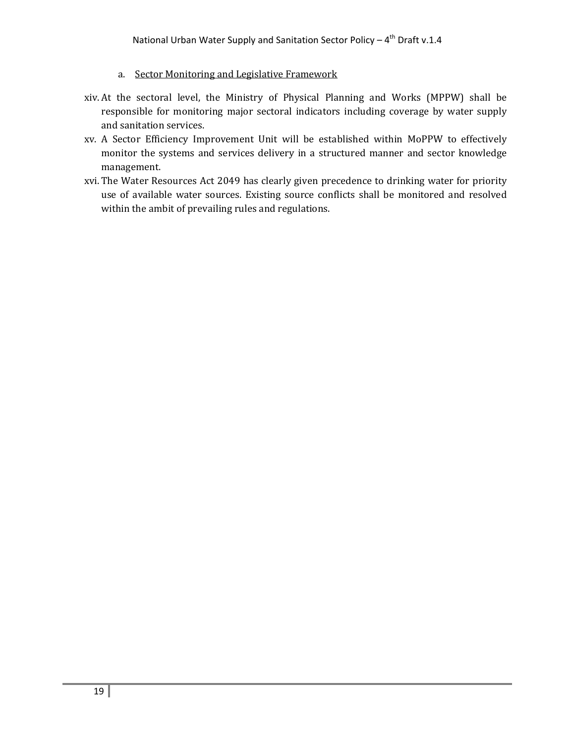a. Sector Monitoring and Legislative Framework

xiv. At the sectoral level, the Ministry of Physical Planning and Works (MPPW) shall be responsible for monitoring major sectoral indicators including coverage by water supply and sanitation services.

xv. A Sector Efficiency Improvement Unit will be established within MoPPW to effectively monitor the systems and services delivery in a structured manner and sector knowledge management.

xvi. The Water Resources Act 2049 has clearly given precedence to drinking water for priority use of available water sources. Existing source conflicts shall be monitored and resolved within the ambit of prevailing rules and regulations.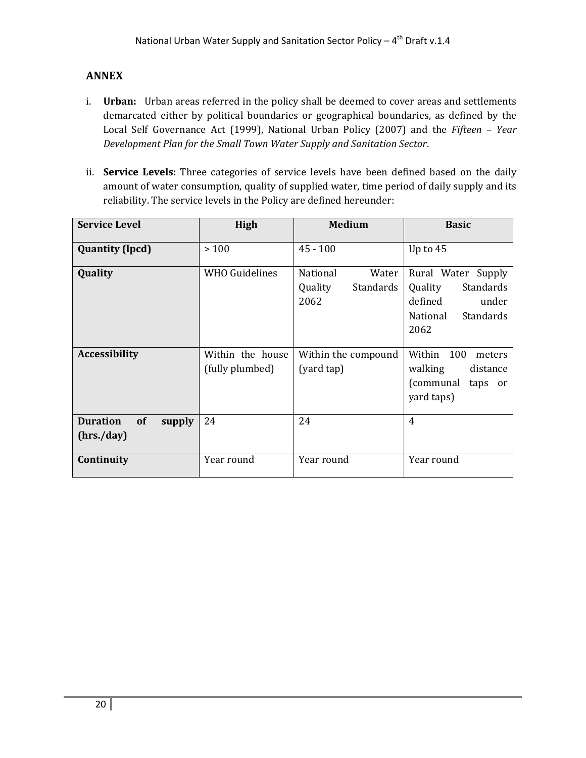## ANNEX

i. **Urban:** Urban areas referred in the policy shall be deemed to cover areas and settlements demarcated either by political boundaries or geographical boundaries, as defined by the Local Self Governance Act (1999), National Urban Policy (2007) and the *Fifteen – Year Development Plan for the Small Town Water Supply and Sanitation Sector*.

ii. **Service Levels:** Three categories of service levels have been defined based on the daily amount of water consumption, quality of supplied water, time period of daily supply and its reliability. The service levels in the Policy are defined hereunder:

| Service Level | High | Medium | Basic |
|---|---|---|---|
| **Quantity (lpcd)** | > 100 | 45 - 100 | Up to 45 |
| **Quality** | WHO Guidelines | National Water Quality Standards 2062 | Rural Water Supply Quality Standards defined under National Standards 2062 |
| **Accessibility** | Within the house (fully plumbed) | Within the compound (yard tap) | Within 100 meters walking distance (communal taps or yard taps) |
| **Duration of supply (hrs./day)** | 24 | 24 | 4 |
| **Continuity** | Year round | Year round | Year round |